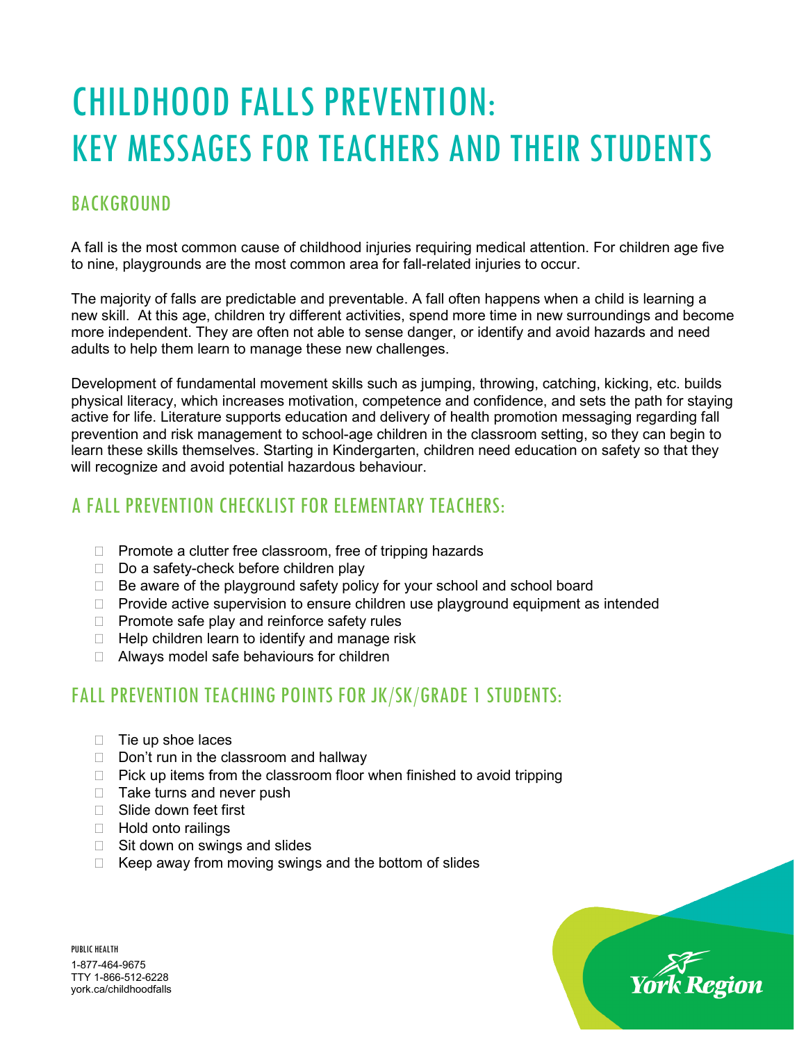# CHILDHOOD FALLS PREVENTION: KEY MESSAGES FOR TEACHERS AND THEIR STUDENTS

## BACKGROUND

A fall is the most common cause of childhood injuries requiring medical attention. For children age five to nine, playgrounds are the most common area for fall-related injuries to occur.

The majority of falls are predictable and preventable. A fall often happens when a child is learning a new skill. At this age, children try different activities, spend more time in new surroundings and become more independent. They are often not able to sense danger, or identify and avoid hazards and need adults to help them learn to manage these new challenges.

Development of fundamental movement skills such as jumping, throwing, catching, kicking, etc. builds physical literacy, which increases motivation, competence and confidence, and sets the path for staying active for life. Literature supports education and delivery of health promotion messaging regarding fall prevention and risk management to school-age children in the classroom setting, so they can begin to learn these skills themselves. Starting in Kindergarten, children need education on safety so that they will recognize and avoid potential hazardous behaviour.

## A FALL PREVENTION CHECKLIST FOR ELEMENTARY TEACHERS:

- Promote a clutter free classroom, free of tripping hazards
- Do a safety-check before children play
- Be aware of the playground safety policy for your school and school board
- Provide active supervision to ensure children use playground equipment as intended
- Promote safe play and reinforce safety rules
- Help children learn to identify and manage risk
- Always model safe behaviours for children

## FALL PREVENTION TEACHING POINTS FOR JK/SK/GRADE 1 STUDENTS:

- Tie up shoe laces
- Don't run in the classroom and hallway
- Pick up items from the classroom floor when finished to avoid tripping
- Take turns and never push
- Slide down feet first
- Hold onto railings
- Sit down on swings and slides
- Keep away from moving swings and the bottom of slides

PUBLIC HEALTH
1-877-464-9675
TTY 1-866-512-6228
york.ca/childhoodfalls

York Region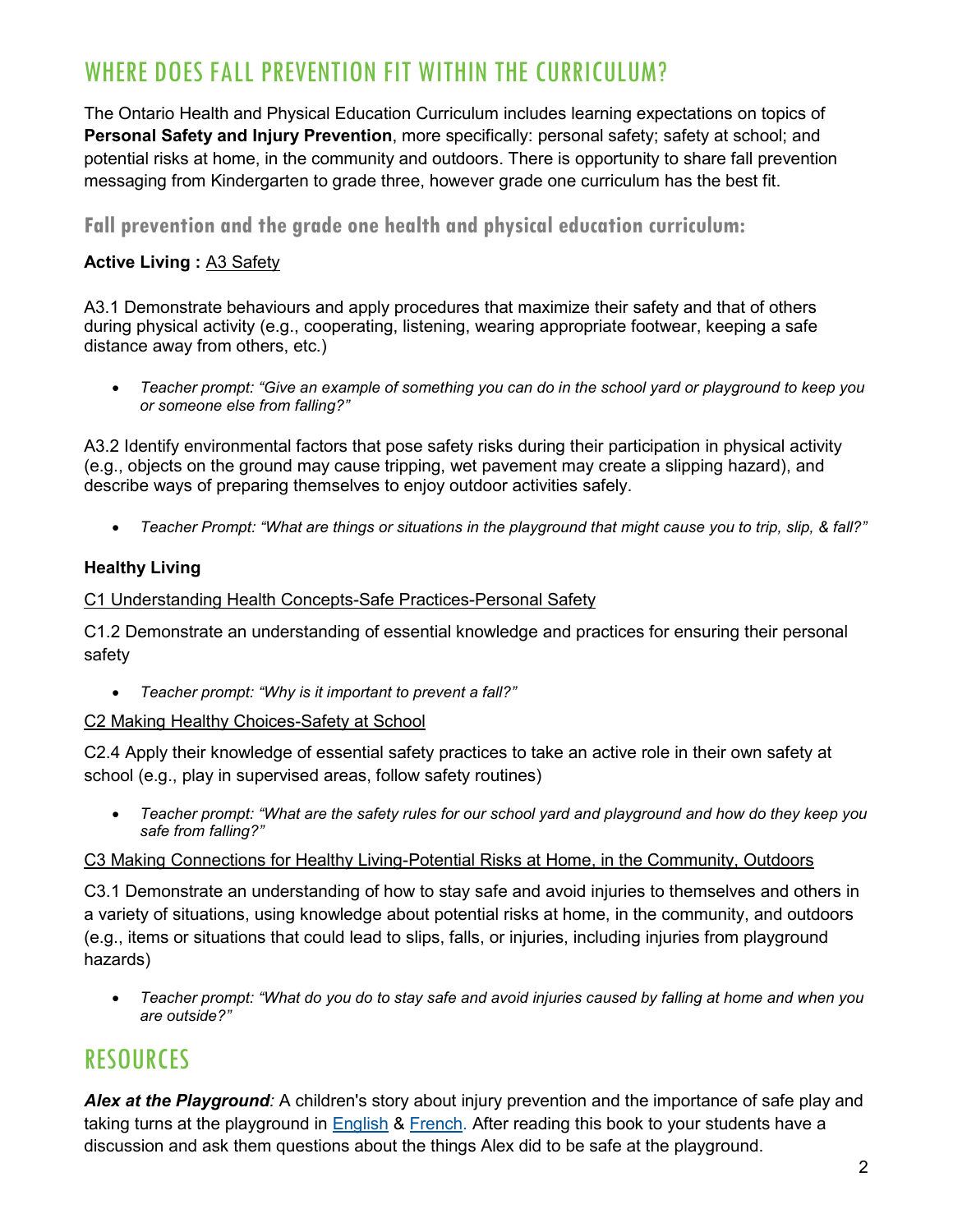## WHERE DOES FALL PREVENTION FIT WITHIN THE CURRICULUM?

The Ontario Health and Physical Education Curriculum includes learning expectations on topics of **Personal Safety and Injury Prevention**, more specifically: personal safety; safety at school; and potential risks at home, in the community and outdoors. There is opportunity to share fall prevention messaging from Kindergarten to grade three, however grade one curriculum has the best fit.

### Fall prevention and the grade one health and physical education curriculum:

**Active Living :** A3 Safety

A3.1 Demonstrate behaviours and apply procedures that maximize their safety and that of others during physical activity (e.g., cooperating, listening, wearing appropriate footwear, keeping a safe distance away from others, etc.)

- *Teacher prompt: "Give an example of something you can do in the school yard or playground to keep you or someone else from falling?"*

A3.2 Identify environmental factors that pose safety risks during their participation in physical activity (e.g., objects on the ground may cause tripping, wet pavement may create a slipping hazard), and describe ways of preparing themselves to enjoy outdoor activities safely.

- *Teacher Prompt: "What are things or situations in the playground that might cause you to trip, slip, & fall?"*

**Healthy Living**

C1 Understanding Health Concepts-Safe Practices-Personal Safety

C1.2 Demonstrate an understanding of essential knowledge and practices for ensuring their personal safety

- *Teacher prompt: "Why is it important to prevent a fall?"*

C2 Making Healthy Choices-Safety at School

C2.4 Apply their knowledge of essential safety practices to take an active role in their own safety at school (e.g., play in supervised areas, follow safety routines)

- *Teacher prompt: "What are the safety rules for our school yard and playground and how do they keep you safe from falling?"*

C3 Making Connections for Healthy Living-Potential Risks at Home, in the Community, Outdoors

C3.1 Demonstrate an understanding of how to stay safe and avoid injuries to themselves and others in a variety of situations, using knowledge about potential risks at home, in the community, and outdoors (e.g., items or situations that could lead to slips, falls, or injuries, including injuries from playground hazards)

- *Teacher prompt: "What do you do to stay safe and avoid injuries caused by falling at home and when you are outside?"*

## RESOURCES

***Alex at the Playground**:* A children's story about injury prevention and the importance of safe play and taking turns at the playground in English & French. After reading this book to your students have a discussion and ask them questions about the things Alex did to be safe at the playground.